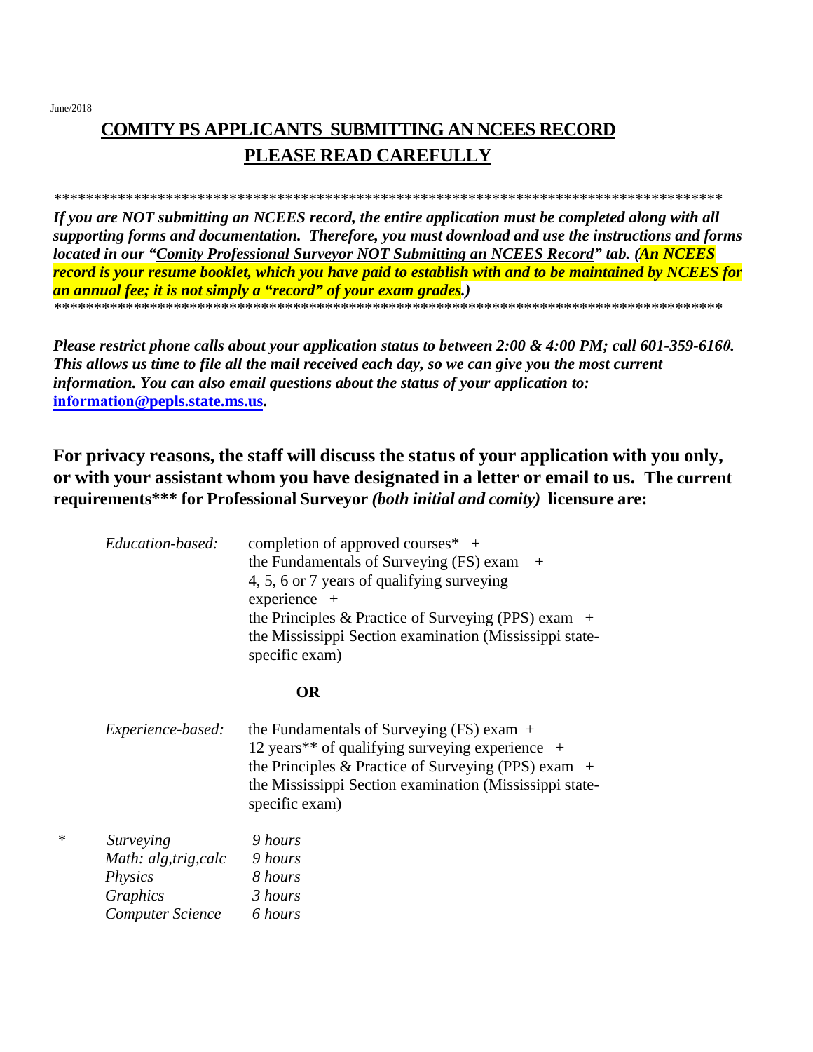June/2018

# COMITY PS APPLICANTS SUBMITTING AN NCEES RECORD
## PLEASE READ CAREFULLY

*************************************************************************************

***If you are NOT submitting an NCEES record, the entire application must be completed along with all supporting forms and documentation. Therefore, you must download and use the instructions and forms located in our "Comity Professional Surveyor NOT Submitting an NCEES Record" tab. (An NCEES record is your resume booklet, which you have paid to establish with and to be maintained by NCEES for an annual fee; it is not simply a "record" of your exam grades.)***

*************************************************************************************

***Please restrict phone calls about your application status to between 2:00 & 4:00 PM; call 601-359-6160. This allows us time to file all the mail received each day, so we can give you the most current information. You can also email questions about the status of your application to:*** **information@pepls.state.ms.us.**

**For privacy reasons, the staff will discuss the status of your application with you only, or with your assistant whom you have designated in a letter or email to us. The current requirements*** for Professional Surveyor *(both initial and comity)* licensure are:**

*Education-based:* completion of approved courses* +
the Fundamentals of Surveying (FS) exam +
4, 5, 6 or 7 years of qualifying surveying experience +
the Principles & Practice of Surveying (PPS) exam +
the Mississippi Section examination (Mississippi state-specific exam)

**OR**

*Experience-based:* the Fundamentals of Surveying (FS) exam +
12 years** of qualifying surveying experience +
the Principles & Practice of Surveying (PPS) exam +
the Mississippi Section examination (Mississippi state-specific exam)

| * | | |
|---|---|---|
| | *Surveying* | *9 hours* |
| | *Math: alg,trig,calc* | *9 hours* |
| | *Physics* | *8 hours* |
| | *Graphics* | *3 hours* |
| | *Computer Science* | *6 hours* |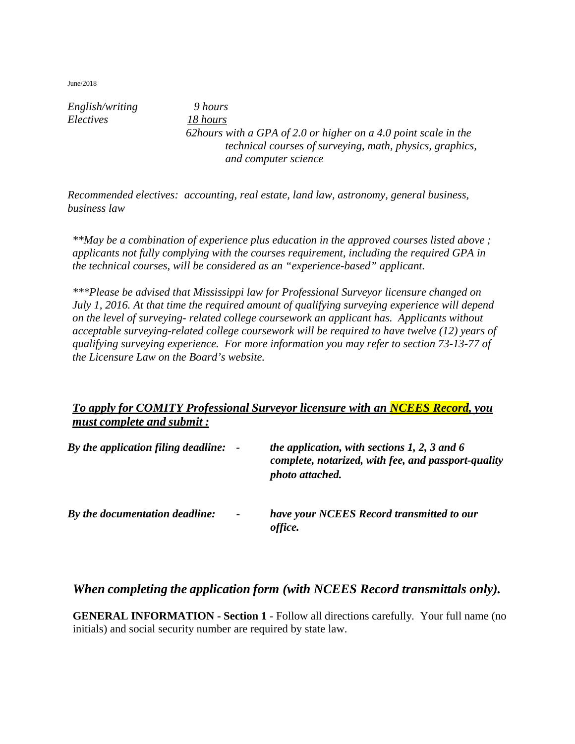June/2018

| | |
|---|---|
| *English/writing* | *9 hours* |
| *Electives* | *18 hours* |
| | *62hours with a GPA of 2.0 or higher on a 4.0 point scale in the technical courses of surveying, math, physics, graphics, and computer science* |

*Recommended electives: accounting, real estate, land law, astronomy, general business, business law*

*\*\*May be a combination of experience plus education in the approved courses listed above ; applicants not fully complying with the courses requirement, including the required GPA in the technical courses, will be considered as an "experience-based" applicant.*

*\*\*\*Please be advised that Mississippi law for Professional Surveyor licensure changed on July 1, 2016. At that time the required amount of qualifying surveying experience will depend on the level of surveying- related college coursework an applicant has. Applicants without acceptable surveying-related college coursework will be required to have twelve (12) years of qualifying surveying experience. For more information you may refer to section 73-13-77 of the Licensure Law on the Board's website.*

***<u>To apply for COMITY Professional Surveyor licensure with an NCEES Record, you must complete and submit :</u>***

| | | |
|---|---|---|
| ***By the application filing deadline:*** | - | ***the application, with sections 1, 2, 3 and 6 complete, notarized, with fee, and passport-quality photo attached.*** |
| ***By the documentation deadline:*** | - | ***have your NCEES Record transmitted to our office.*** |

## *When completing the application form (with NCEES Record transmittals only).*

**GENERAL INFORMATION - Section 1** - Follow all directions carefully. Your full name (no initials) and social security number are required by state law.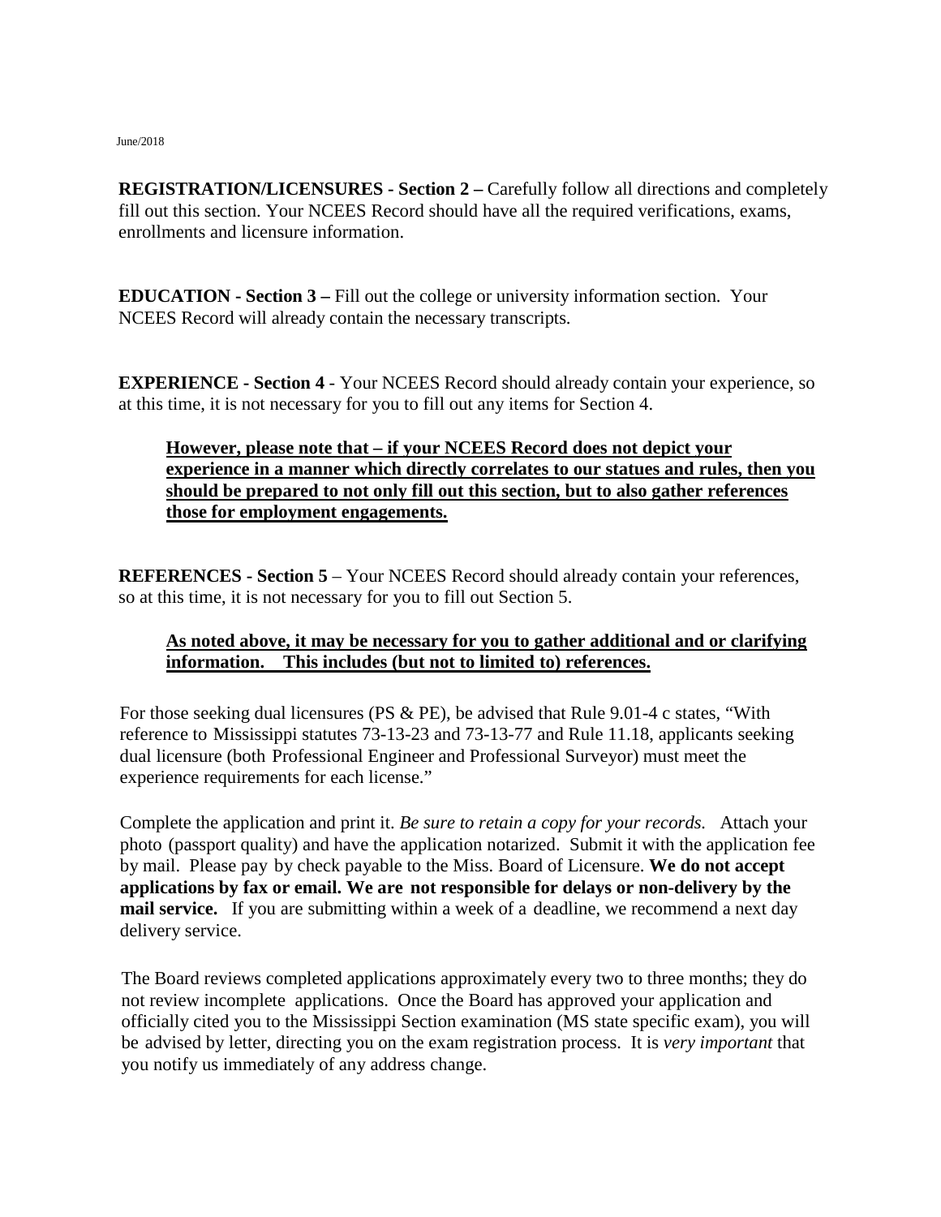June/2018

**REGISTRATION/LICENSURES - Section 2 –** Carefully follow all directions and completely fill out this section. Your NCEES Record should have all the required verifications, exams, enrollments and licensure information.

**EDUCATION - Section 3 –** Fill out the college or university information section. Your NCEES Record will already contain the necessary transcripts.

**EXPERIENCE - Section 4** - Your NCEES Record should already contain your experience, so at this time, it is not necessary for you to fill out any items for Section 4.

> **<u>However, please note that – if your NCEES Record does not depict your experience in a manner which directly correlates to our statues and rules, then you should be prepared to not only fill out this section, but to also gather references those for employment engagements.</u>**

**REFERENCES - Section 5** – Your NCEES Record should already contain your references, so at this time, it is not necessary for you to fill out Section 5.

> **<u>As noted above, it may be necessary for you to gather additional and or clarifying information. This includes (but not to limited to) references.</u>**

For those seeking dual licensures (PS & PE), be advised that Rule 9.01-4 c states, "With reference to Mississippi statutes 73-13-23 and 73-13-77 and Rule 11.18, applicants seeking dual licensure (both Professional Engineer and Professional Surveyor) must meet the experience requirements for each license."

Complete the application and print it. *Be sure to retain a copy for your records.* Attach your photo (passport quality) and have the application notarized. Submit it with the application fee by mail. Please pay by check payable to the Miss. Board of Licensure. **We do not accept applications by fax or email. We are not responsible for delays or non-delivery by the mail service.** If you are submitting within a week of a deadline, we recommend a next day delivery service.

The Board reviews completed applications approximately every two to three months; they do not review incomplete applications. Once the Board has approved your application and officially cited you to the Mississippi Section examination (MS state specific exam), you will be advised by letter, directing you on the exam registration process. It is *very important* that you notify us immediately of any address change.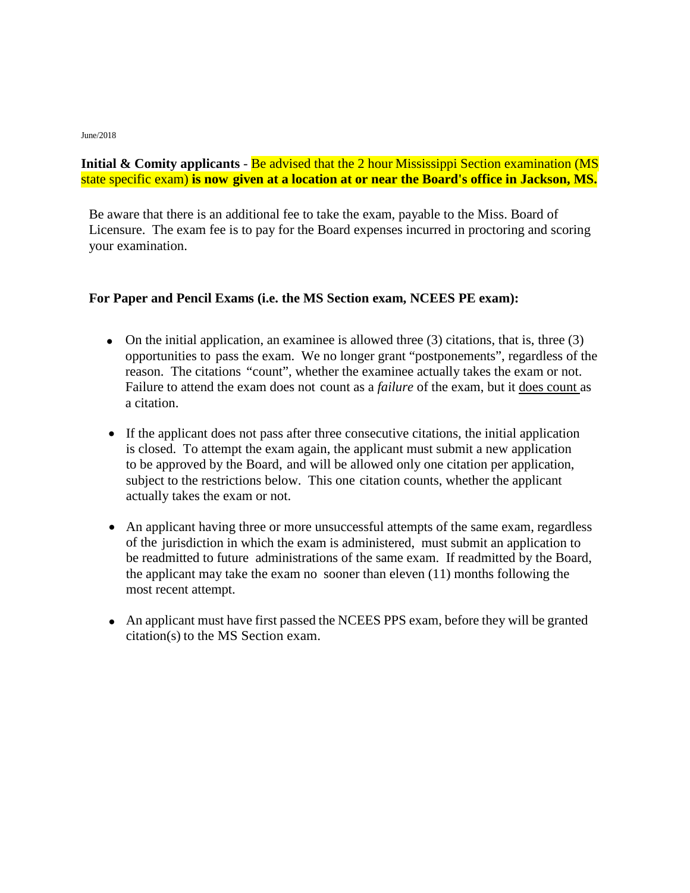June/2018

**Initial & Comity applicants** - Be advised that the 2 hour Mississippi Section examination (MS state specific exam) **is now given at a location at or near the Board's office in Jackson, MS.**

Be aware that there is an additional fee to take the exam, payable to the Miss. Board of Licensure. The exam fee is to pay for the Board expenses incurred in proctoring and scoring your examination.

**For Paper and Pencil Exams (i.e. the MS Section exam, NCEES PE exam):**

- On the initial application, an examinee is allowed three (3) citations, that is, three (3) opportunities to pass the exam. We no longer grant "postponements", regardless of the reason. The citations "count", whether the examinee actually takes the exam or not. Failure to attend the exam does not count as a *failure* of the exam, but it does count as a citation.
- If the applicant does not pass after three consecutive citations, the initial application is closed. To attempt the exam again, the applicant must submit a new application to be approved by the Board, and will be allowed only one citation per application, subject to the restrictions below. This one citation counts, whether the applicant actually takes the exam or not.
- An applicant having three or more unsuccessful attempts of the same exam, regardless of the jurisdiction in which the exam is administered, must submit an application to be readmitted to future administrations of the same exam. If readmitted by the Board, the applicant may take the exam no sooner than eleven (11) months following the most recent attempt.
- An applicant must have first passed the NCEES PPS exam, before they will be granted citation(s) to the MS Section exam.